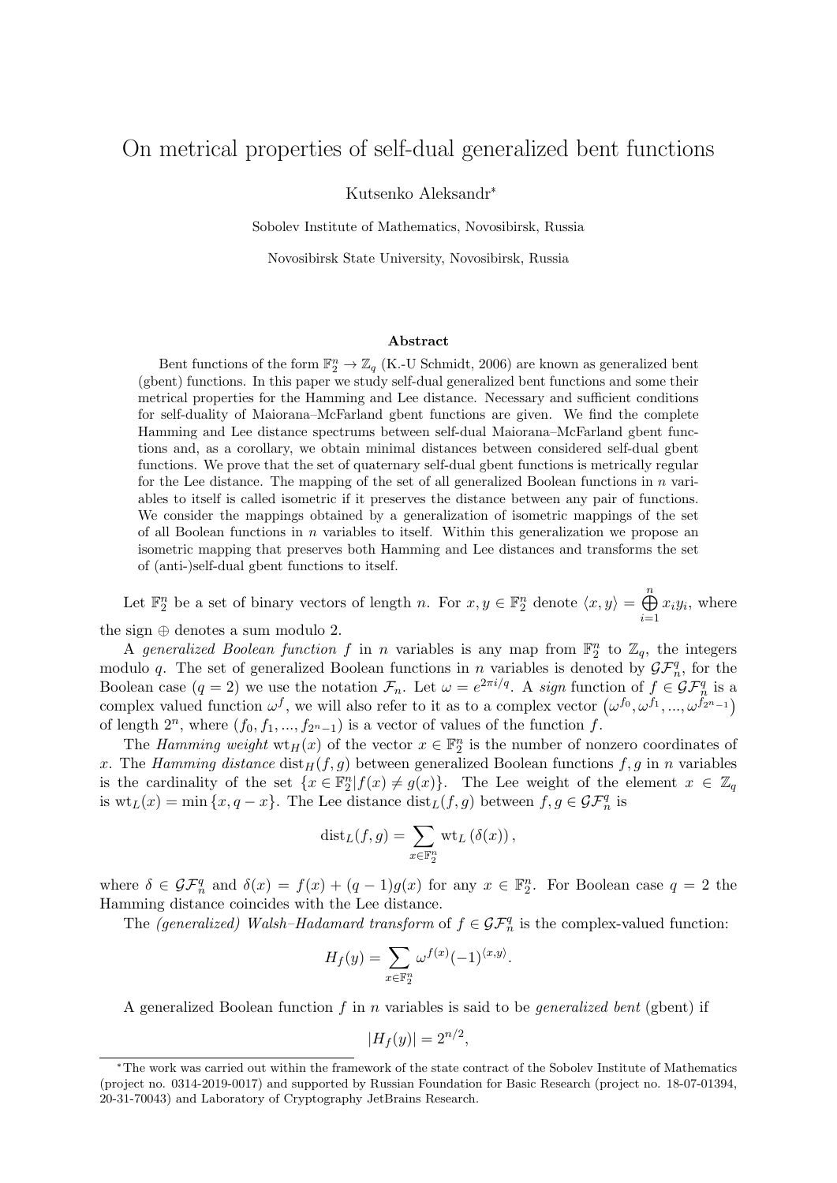# On metrical properties of self-dual generalized bent functions

Kutsenko Aleksandr*

Sobolev Institute of Mathematics, Novosibirsk, Russia

Novosibirsk State University, Novosibirsk, Russia

## Abstract

Bent functions of the form $\mathbb{F}_2^n \to \mathbb{Z}_q$ (K.-U Schmidt, 2006) are known as generalized bent (gbent) functions. In this paper we study self-dual generalized bent functions and some their metrical properties for the Hamming and Lee distance. Necessary and sufficient conditions for self-duality of Maiorana–McFarland gbent functions are given. We find the complete Hamming and Lee distance spectrums between self-dual Maiorana–McFarland gbent functions and, as a corollary, we obtain minimal distances between considered self-dual gbent functions. We prove that the set of quaternary self-dual gbent functions is metrically regular for the Lee distance. The mapping of the set of all generalized Boolean functions in $n$ variables to itself is called isometric if it preserves the distance between any pair of functions. We consider the mappings obtained by a generalization of isometric mappings of the set of all Boolean functions in $n$ variables to itself. Within this generalization we propose an isometric mapping that preserves both Hamming and Lee distances and transforms the set of (anti-)self-dual gbent functions to itself.

Let $\mathbb{F}_2^n$ be a set of binary vectors of length $n$. For $x, y \in \mathbb{F}_2^n$ denote $\langle x, y\rangle = \bigoplus_{i=1}^{n} x_i y_i$, where the sign $\oplus$ denotes a sum modulo 2.

A *generalized Boolean function* $f$ in $n$ variables is any map from $\mathbb{F}_2^n$ to $\mathbb{Z}_q$, the integers modulo $q$. The set of generalized Boolean functions in $n$ variables is denoted by $\mathcal{GF}_n^q$, for the Boolean case ($q = 2$) we use the notation $\mathcal{F}_n$. Let $\omega = e^{2\pi i/q}$. A *sign* function of $f \in \mathcal{GF}_n^q$ is a complex valued function $\omega^f$, we will also refer to it as to a complex vector $\left(\omega^{f_0}, \omega^{f_1}, ..., \omega^{f_{2^n-1}}\right)$ of length $2^n$, where $(f_0, f_1, ..., f_{2^n-1})$ is a vector of values of the function $f$.

The *Hamming weight* $\mathrm{wt}_H(x)$ of the vector $x \in \mathbb{F}_2^n$ is the number of nonzero coordinates of $x$. The *Hamming distance* $\mathrm{dist}_H(f, g)$ between generalized Boolean functions $f, g$ in $n$ variables is the cardinality of the set $\{x \in \mathbb{F}_2^n | f(x) \neq g(x)\}$. The Lee weight of the element $x \in \mathbb{Z}_q$ is $\mathrm{wt}_L(x) = \min\{x, q - x\}$. The Lee distance $\mathrm{dist}_L(f, g)$ between $f, g \in \mathcal{GF}_n^q$ is

$$\mathrm{dist}_L(f, g) = \sum_{x \in \mathbb{F}_2^n} \mathrm{wt}_L(\delta(x)),$$

where $\delta \in \mathcal{GF}_n^q$ and $\delta(x) = f(x) + (q - 1)g(x)$ for any $x \in \mathbb{F}_2^n$. For Boolean case $q = 2$ the Hamming distance coincides with the Lee distance.

The *(generalized) Walsh–Hadamard transform* of $f \in \mathcal{GF}_n^q$ is the complex-valued function:

$$H_f(y) = \sum_{x \in \mathbb{F}_2^n} \omega^{f(x)} (-1)^{\langle x, y\rangle}.$$

A generalized Boolean function $f$ in $n$ variables is said to be *generalized bent* (gbent) if

$$|H_f(y)| = 2^{n/2},$$

*The work was carried out within the framework of the state contract of the Sobolev Institute of Mathematics (project no. 0314-2019-0017) and supported by Russian Foundation for Basic Research (project no. 18-07-01394, 20-31-70043) and Laboratory of Cryptography JetBrains Research.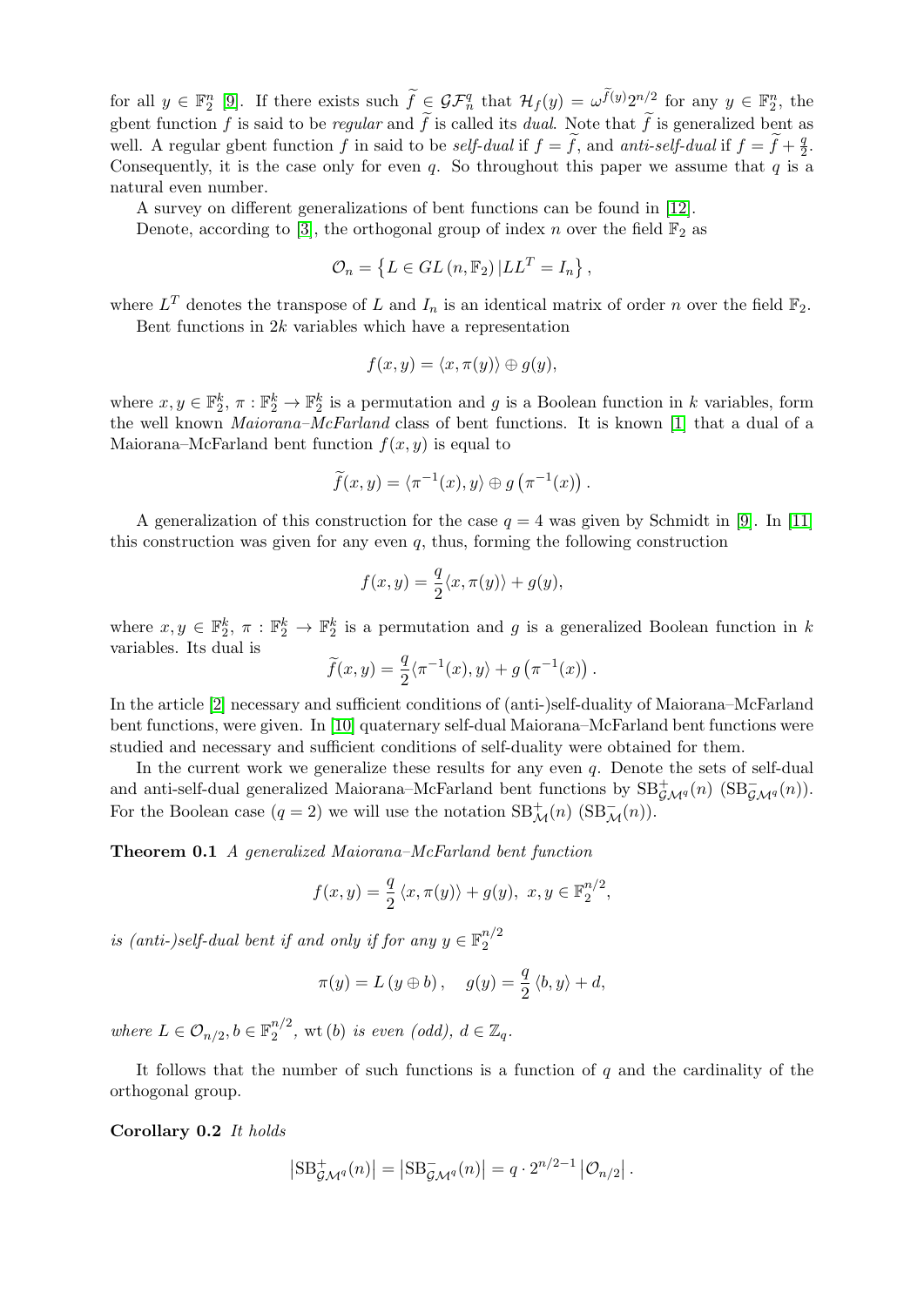for all $y \in \mathbb{F}_2^n$ [9]. If there exists such $\widetilde{f} \in \mathcal{GF}_n^q$ that $\mathcal{H}_f(y) = \omega^{\widetilde{f}(y)} 2^{n/2}$ for any $y \in \mathbb{F}_2^n$, the gbent function $f$ is said to be *regular* and $\widetilde{f}$ is called its *dual*. Note that $\widetilde{f}$ is generalized bent as well. A regular gbent function $f$ in said to be *self-dual* if $f = \widetilde{f}$, and *anti-self-dual* if $f = \widetilde{f} + \frac{q}{2}$. Consequently, it is the case only for even $q$. So throughout this paper we assume that $q$ is a natural even number.

A survey on different generalizations of bent functions can be found in [12].

Denote, according to [3], the orthogonal group of index $n$ over the field $\mathbb{F}_2$ as

$$\mathcal{O}_n = \left\{ L \in GL\left(n, \mathbb{F}_2\right) | LL^T = I_n \right\},$$

where $L^T$ denotes the transpose of $L$ and $I_n$ is an identical matrix of order $n$ over the field $\mathbb{F}_2$.

Bent functions in $2k$ variables which have a representation

$$f(x, y) = \langle x, \pi(y) \rangle \oplus g(y),$$

where $x, y \in \mathbb{F}_2^k$, $\pi : \mathbb{F}_2^k \to \mathbb{F}_2^k$ is a permutation and $g$ is a Boolean function in $k$ variables, form the well known *Maiorana–McFarland* class of bent functions. It is known [1] that a dual of a Maiorana–McFarland bent function $f(x, y)$ is equal to

$$\widetilde{f}(x, y) = \langle \pi^{-1}(x), y \rangle \oplus g\left(\pi^{-1}(x)\right).$$

A generalization of this construction for the case $q = 4$ was given by Schmidt in [9]. In [11] this construction was given for any even $q$, thus, forming the following construction

$$f(x, y) = \frac{q}{2} \langle x, \pi(y) \rangle + g(y),$$

where $x, y \in \mathbb{F}_2^k$, $\pi : \mathbb{F}_2^k \to \mathbb{F}_2^k$ is a permutation and $g$ is a generalized Boolean function in $k$ variables. Its dual is

$$\widetilde{f}(x, y) = \frac{q}{2} \langle \pi^{-1}(x), y \rangle + g\left(\pi^{-1}(x)\right).$$

In the article [2] necessary and sufficient conditions of (anti-)self-duality of Maiorana–McFarland bent functions, were given. In [10] quaternary self-dual Maiorana–McFarland bent functions were studied and necessary and sufficient conditions of self-duality were obtained for them.

In the current work we generalize these results for any even $q$. Denote the sets of self-dual and anti-self-dual generalized Maiorana–McFarland bent functions by $\mathrm{SB}^+_{\mathcal{GM}^q}(n)$ ($\mathrm{SB}^-_{\mathcal{GM}^q}(n)$). For the Boolean case ($q = 2$) we will use the notation $\mathrm{SB}^+_{\mathcal{M}}(n)$ ($\mathrm{SB}^-_{\mathcal{M}}(n)$).

**Theorem 0.1** *A generalized Maiorana–McFarland bent function*

$$f(x, y) = \frac{q}{2} \langle x, \pi(y) \rangle + g(y), \; x, y \in \mathbb{F}_2^{n/2},$$

*is (anti-)self-dual bent if and only if for any* $y \in \mathbb{F}_2^{n/2}$

$$\pi(y) = L\left(y \oplus b\right), \quad g(y) = \frac{q}{2} \langle b, y \rangle + d,$$

*where* $L \in \mathcal{O}_{n/2}, b \in \mathbb{F}_2^{n/2}$, $\mathrm{wt}(b)$ *is even (odd),* $d \in \mathbb{Z}_q$.

It follows that the number of such functions is a function of $q$ and the cardinality of the orthogonal group.

**Corollary 0.2** *It holds*

$$\left|\mathrm{SB}^+_{\mathcal{GM}^q}(n)\right| = \left|\mathrm{SB}^-_{\mathcal{GM}^q}(n)\right| = q \cdot 2^{n/2-1} \left|\mathcal{O}_{n/2}\right|.$$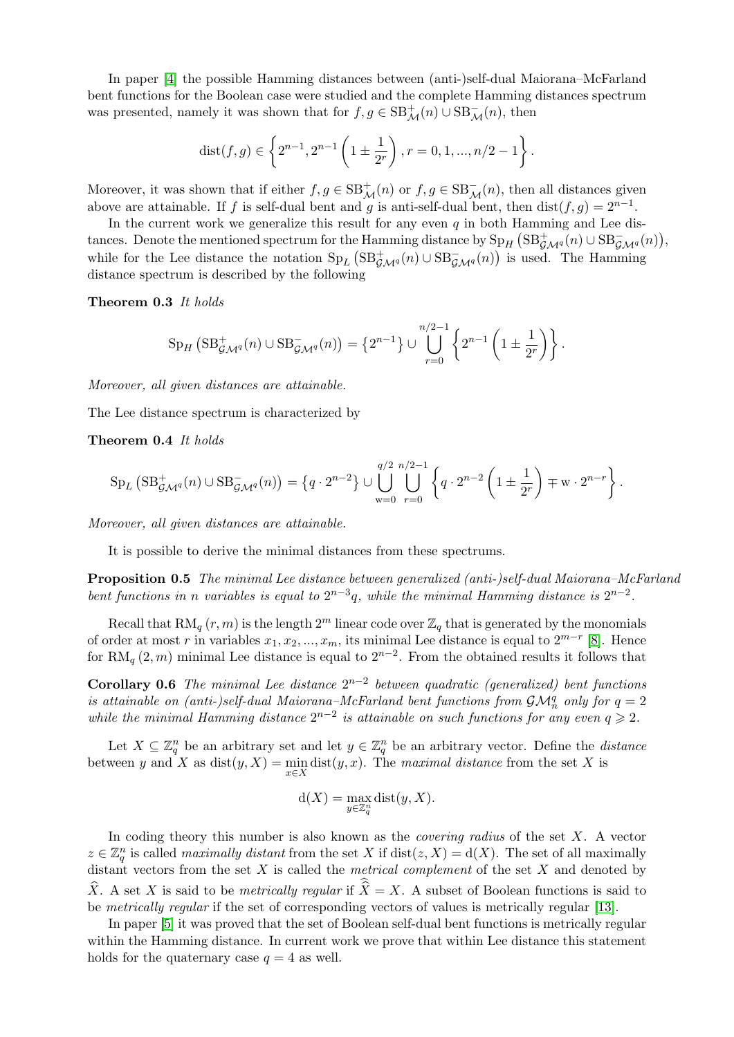In paper [4] the possible Hamming distances between (anti-)self-dual Maiorana–McFarland bent functions for the Boolean case were studied and the complete Hamming distances spectrum was presented, namely it was shown that for $f, g \in \mathrm{SB}^+_{\mathcal{M}}(n) \cup \mathrm{SB}^-_{\mathcal{M}}(n)$, then

$$\mathrm{dist}(f, g) \in \left\{ 2^{n-1}, 2^{n-1}\left(1 \pm \frac{1}{2^r}\right), r = 0, 1, ..., n/2 - 1 \right\}.$$

Moreover, it was shown that if either $f, g \in \mathrm{SB}^+_{\mathcal{M}}(n)$ or $f, g \in \mathrm{SB}^-_{\mathcal{M}}(n)$, then all distances given above are attainable. If $f$ is self-dual bent and $g$ is anti-self-dual bent, then $\mathrm{dist}(f, g) = 2^{n-1}$.

In the current work we generalize this result for any even $q$ in both Hamming and Lee distances. Denote the mentioned spectrum for the Hamming distance by $\mathrm{Sp}_H\left(\mathrm{SB}^+_{\mathcal{GM}^q}(n) \cup \mathrm{SB}^-_{\mathcal{GM}^q}(n)\right)$, while for the Lee distance the notation $\mathrm{Sp}_L\left(\mathrm{SB}^+_{\mathcal{GM}^q}(n) \cup \mathrm{SB}^-_{\mathcal{GM}^q}(n)\right)$ is used. The Hamming distance spectrum is described by the following

**Theorem 0.3** *It holds*

$$\mathrm{Sp}_H\left(\mathrm{SB}^+_{\mathcal{GM}^q}(n) \cup \mathrm{SB}^-_{\mathcal{GM}^q}(n)\right) = \left\{2^{n-1}\right\} \cup \bigcup_{r=0}^{n/2-1} \left\{ 2^{n-1}\left(1 \pm \frac{1}{2^r}\right) \right\}.$$

*Moreover, all given distances are attainable.*

The Lee distance spectrum is characterized by

**Theorem 0.4** *It holds*

$$\mathrm{Sp}_L\left(\mathrm{SB}^+_{\mathcal{GM}^q}(n) \cup \mathrm{SB}^-_{\mathcal{GM}^q}(n)\right) = \left\{q \cdot 2^{n-2}\right\} \cup \bigcup_{\mathrm{w}=0}^{q/2} \bigcup_{r=0}^{n/2-1} \left\{ q \cdot 2^{n-2}\left(1 \pm \frac{1}{2^r}\right) \mp \mathrm{w} \cdot 2^{n-r} \right\}.$$

*Moreover, all given distances are attainable.*

It is possible to derive the minimal distances from these spectrums.

**Proposition 0.5** *The minimal Lee distance between generalized (anti-)self-dual Maiorana–McFarland bent functions in $n$ variables is equal to $2^{n-3}q$, while the minimal Hamming distance is $2^{n-2}$.*

Recall that $\mathrm{RM}_q(r, m)$ is the length $2^m$ linear code over $\mathbb{Z}_q$ that is generated by the monomials of order at most $r$ in variables $x_1, x_2, ..., x_m$, its minimal Lee distance is equal to $2^{m-r}$ [8]. Hence for $\mathrm{RM}_q(2, m)$ minimal Lee distance is equal to $2^{n-2}$. From the obtained results it follows that

**Corollary 0.6** *The minimal Lee distance $2^{n-2}$ between quadratic (generalized) bent functions is attainable on (anti-)self-dual Maiorana–McFarland bent functions from $\mathcal{GM}^q_n$ only for $q = 2$ while the minimal Hamming distance $2^{n-2}$ is attainable on such functions for any even $q \geqslant 2$.*

Let $X \subseteq \mathbb{Z}_q^n$ be an arbitrary set and let $y \in \mathbb{Z}_q^n$ be an arbitrary vector. Define the *distance* between $y$ and $X$ as $\mathrm{dist}(y, X) = \min_{x \in X} \mathrm{dist}(y, x)$. The *maximal distance* from the set $X$ is

$$\mathrm{d}(X) = \max_{y \in \mathbb{Z}_q^n} \mathrm{dist}(y, X).$$

In coding theory this number is also known as the *covering radius* of the set $X$. A vector $z \in \mathbb{Z}_q^n$ is called *maximally distant* from the set $X$ if $\mathrm{dist}(z, X) = \mathrm{d}(X)$. The set of all maximally distant vectors from the set $X$ is called the *metrical complement* of the set $X$ and denoted by $\widehat{X}$. A set $X$ is said to be *metrically regular* if $\widehat{\widehat{X}} = X$. A subset of Boolean functions is said to be *metrically regular* if the set of corresponding vectors of values is metrically regular [13].

In paper [5] it was proved that the set of Boolean self-dual bent functions is metrically regular within the Hamming distance. In current work we prove that within Lee distance this statement holds for the quaternary case $q = 4$ as well.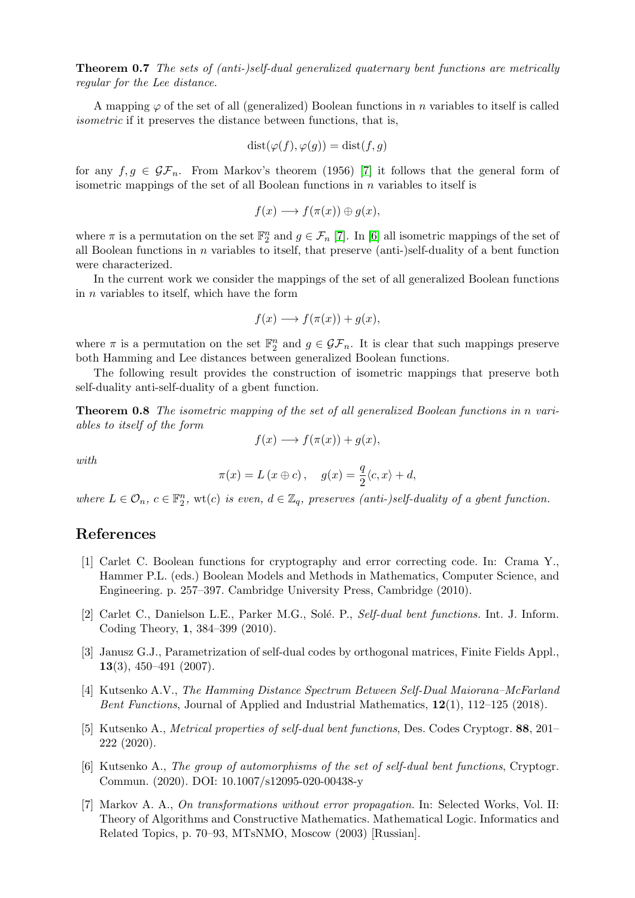**Theorem 0.7** *The sets of (anti-)self-dual generalized quaternary bent functions are metrically regular for the Lee distance.*

A mapping $\varphi$ of the set of all (generalized) Boolean functions in $n$ variables to itself is called *isometric* if it preserves the distance between functions, that is,

$$\mathrm{dist}(\varphi(f), \varphi(g)) = \mathrm{dist}(f, g)$$

for any $f, g \in \mathcal{GF}_n$. From Markov's theorem (1956) [7] it follows that the general form of isometric mappings of the set of all Boolean functions in $n$ variables to itself is

$$f(x) \longrightarrow f(\pi(x)) \oplus g(x),$$

where $\pi$ is a permutation on the set $\mathbb{F}_2^n$ and $g \in \mathcal{F}_n$ [7]. In [6] all isometric mappings of the set of all Boolean functions in $n$ variables to itself, that preserve (anti-)self-duality of a bent function were characterized.

In the current work we consider the mappings of the set of all generalized Boolean functions in $n$ variables to itself, which have the form

$$f(x) \longrightarrow f(\pi(x)) + g(x),$$

where $\pi$ is a permutation on the set $\mathbb{F}_2^n$ and $g \in \mathcal{GF}_n$. It is clear that such mappings preserve both Hamming and Lee distances between generalized Boolean functions.

The following result provides the construction of isometric mappings that preserve both self-duality anti-self-duality of a gbent function.

**Theorem 0.8** *The isometric mapping of the set of all generalized Boolean functions in n variables to itself of the form*

$$f(x) \longrightarrow f(\pi(x)) + g(x),$$

*with*

$$\pi(x) = L\,(x \oplus c)\,, \quad g(x) = \frac{q}{2}\langle c, x\rangle + d,$$

*where $L \in \mathcal{O}_n$, $c \in \mathbb{F}_2^n$, $\mathrm{wt}(c)$ is even, $d \in \mathbb{Z}_q$, preserves (anti-)self-duality of a gbent function.*

## References

[1] Carlet C. Boolean functions for cryptography and error correcting code. In: Crama Y., Hammer P.L. (eds.) Boolean Models and Methods in Mathematics, Computer Science, and Engineering. p. 257–397. Cambridge University Press, Cambridge (2010).

[2] Carlet C., Danielson L.E., Parker M.G., Solé. P., *Self-dual bent functions.* Int. J. Inform. Coding Theory, **1**, 384–399 (2010).

[3] Janusz G.J., Parametrization of self-dual codes by orthogonal matrices, Finite Fields Appl., **13**(3), 450–491 (2007).

[4] Kutsenko A.V., *The Hamming Distance Spectrum Between Self-Dual Maiorana–McFarland Bent Functions*, Journal of Applied and Industrial Mathematics, **12**(1), 112–125 (2018).

[5] Kutsenko A., *Metrical properties of self-dual bent functions*, Des. Codes Cryptogr. **88**, 201–222 (2020).

[6] Kutsenko A., *The group of automorphisms of the set of self-dual bent functions*, Cryptogr. Commun. (2020). DOI: 10.1007/s12095-020-00438-y

[7] Markov A. A., *On transformations without error propagation.* In: Selected Works, Vol. II: Theory of Algorithms and Constructive Mathematics. Mathematical Logic. Informatics and Related Topics, p. 70–93, MTsNMO, Moscow (2003) [Russian].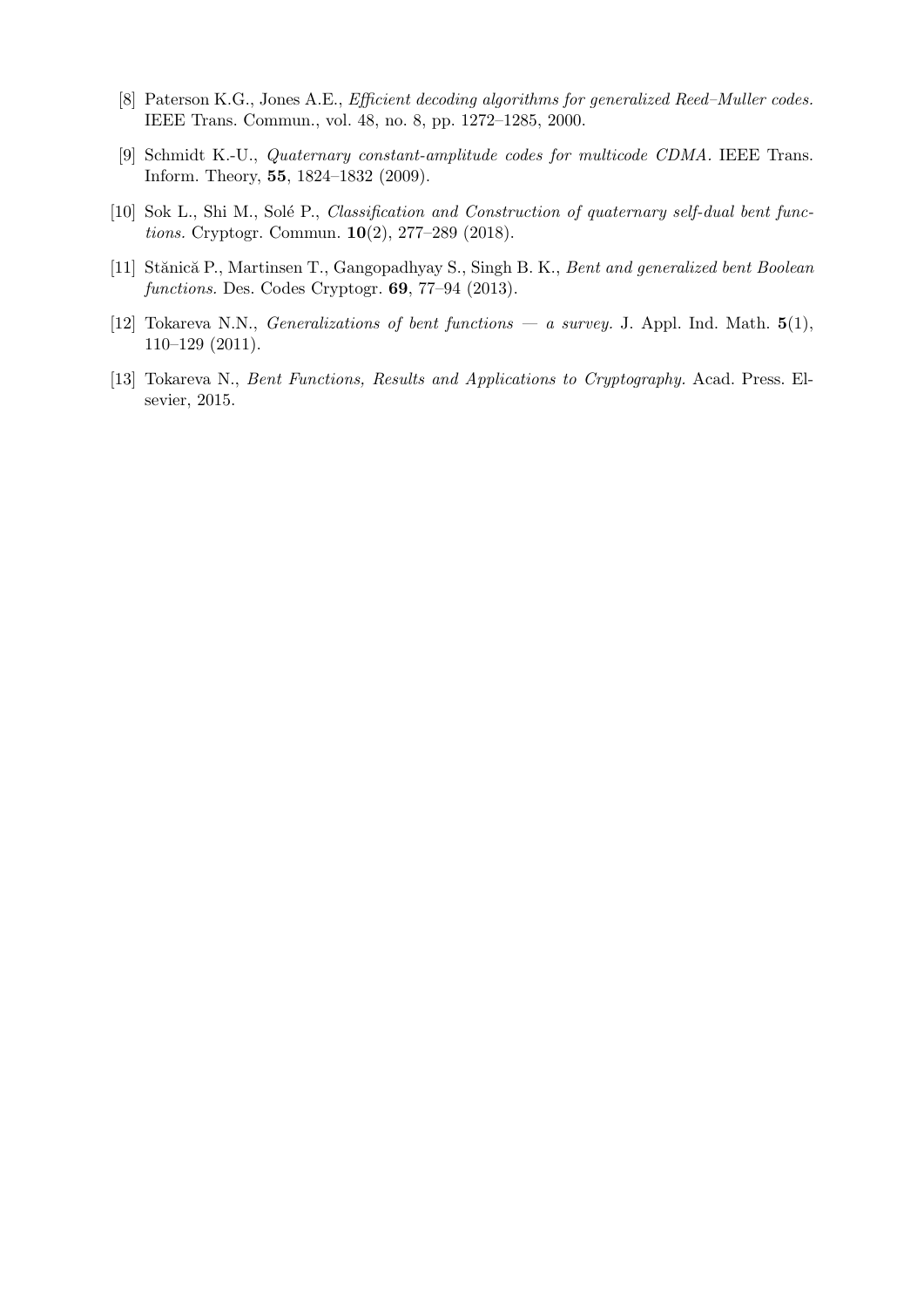[8] Paterson K.G., Jones A.E., *Efficient decoding algorithms for generalized Reed–Muller codes.* IEEE Trans. Commun., vol. 48, no. 8, pp. 1272–1285, 2000.

[9] Schmidt K.-U., *Quaternary constant-amplitude codes for multicode CDMA.* IEEE Trans. Inform. Theory, **55**, 1824–1832 (2009).

[10] Sok L., Shi M., Solé P., *Classification and Construction of quaternary self-dual bent functions.* Cryptogr. Commun. **10**(2), 277–289 (2018).

[11] Stănică P., Martinsen T., Gangopadhyay S., Singh B. K., *Bent and generalized bent Boolean functions.* Des. Codes Cryptogr. **69**, 77–94 (2013).

[12] Tokareva N.N., *Generalizations of bent functions — a survey.* J. Appl. Ind. Math. **5**(1), 110–129 (2011).

[13] Tokareva N., *Bent Functions, Results and Applications to Cryptography.* Acad. Press. Elsevier, 2015.